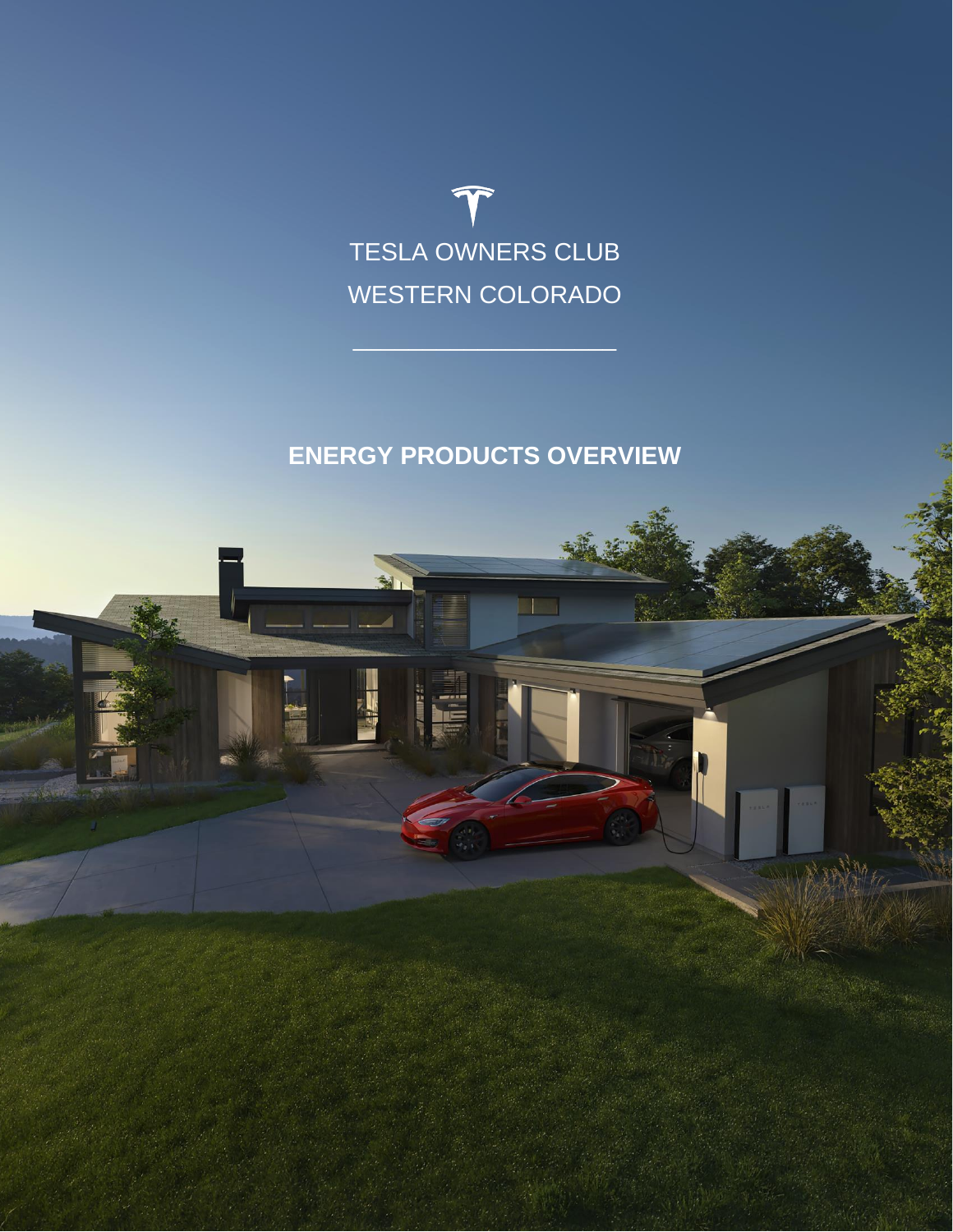TESLA OWNERS CLUB

WESTERN COLORADO

# ENERGY PRODUCTS OVERVIEW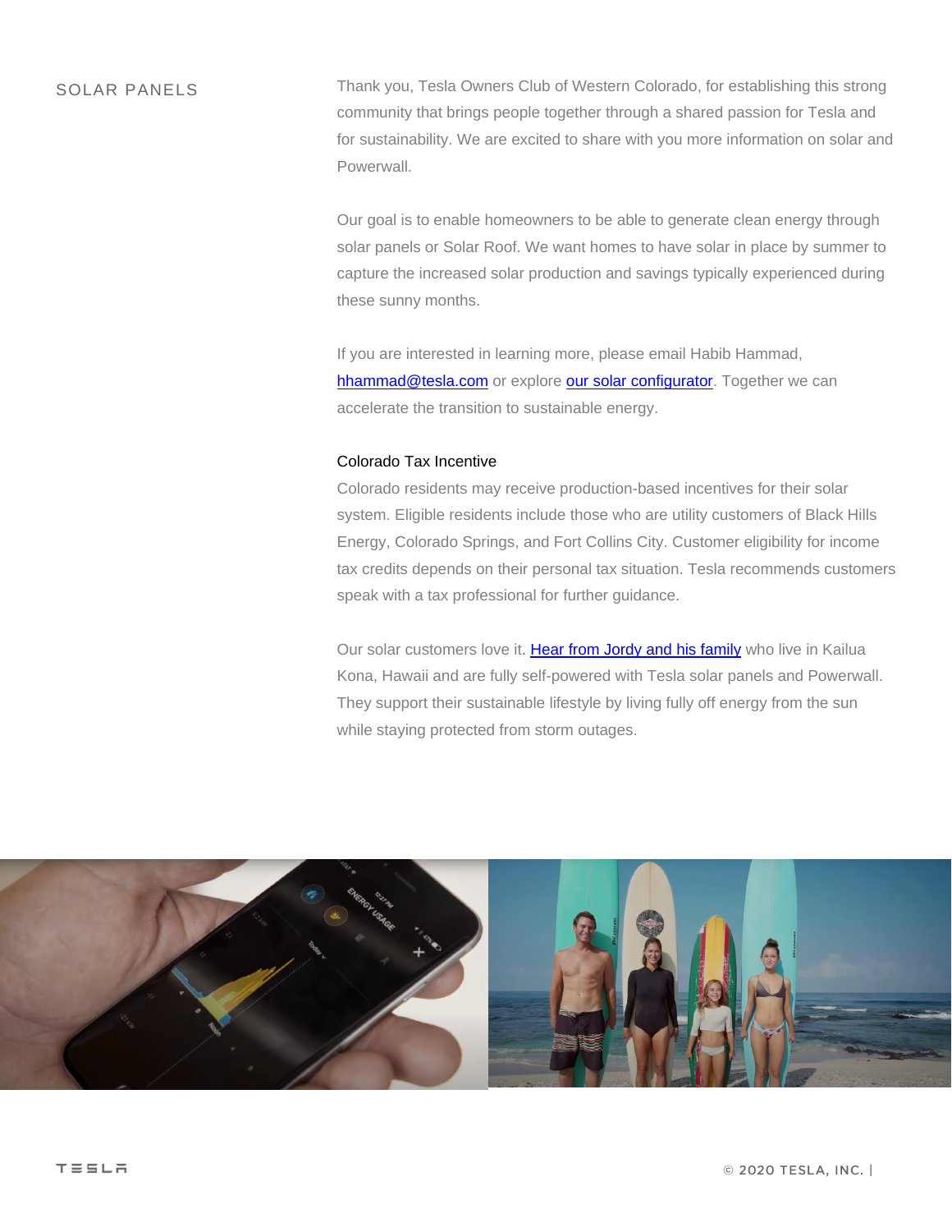## SOLAR PANELS

Thank you, Tesla Owners Club of Western Colorado, for establishing this strong community that brings people together through a shared passion for Tesla and for sustainability. We are excited to share with you more information on solar and Powerwall.

Our goal is to enable homeowners to be able to generate clean energy through solar panels or Solar Roof. We want homes to have solar in place by summer to capture the increased solar production and savings typically experienced during these sunny months.

If you are interested in learning more, please email Habib Hammad, hhammad@tesla.com or explore our solar configurator. Together we can accelerate the transition to sustainable energy.

### Colorado Tax Incentive

Colorado residents may receive production-based incentives for their solar system. Eligible residents include those who are utility customers of Black Hills Energy, Colorado Springs, and Fort Collins City. Customer eligibility for income tax credits depends on their personal tax situation. Tesla recommends customers speak with a tax professional for further guidance.

Our solar customers love it. Hear from Jordy and his family who live in Kailua Kona, Hawaii and are fully self-powered with Tesla solar panels and Powerwall. They support their sustainable lifestyle by living fully off energy from the sun while staying protected from storm outages.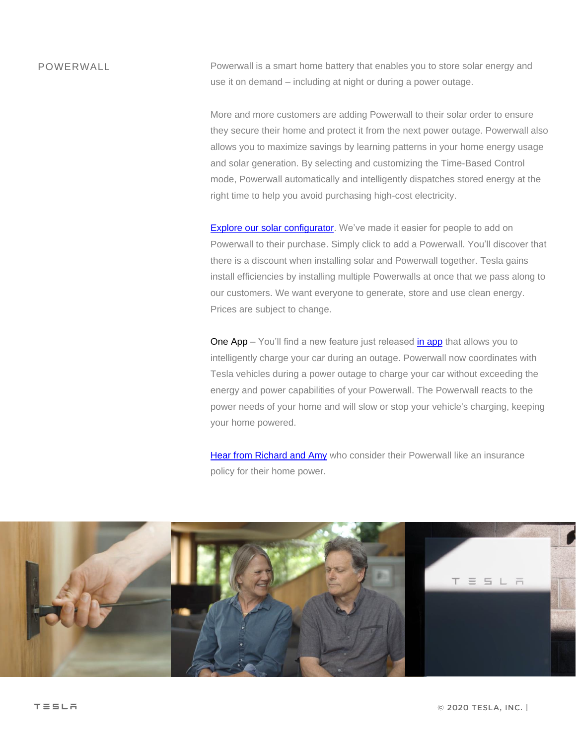## POWERWALL

Powerwall is a smart home battery that enables you to store solar energy and use it on demand – including at night or during a power outage.

More and more customers are adding Powerwall to their solar order to ensure they secure their home and protect it from the next power outage. Powerwall also allows you to maximize savings by learning patterns in your home energy usage and solar generation. By selecting and customizing the Time-Based Control mode, Powerwall automatically and intelligently dispatches stored energy at the right time to help you avoid purchasing high-cost electricity.

Explore our solar configurator. We've made it easier for people to add on Powerwall to their purchase. Simply click to add a Powerwall. You'll discover that there is a discount when installing solar and Powerwall together. Tesla gains install efficiencies by installing multiple Powerwalls at once that we pass along to our customers. We want everyone to generate, store and use clean energy. Prices are subject to change.

One App – You'll find a new feature just released in app that allows you to intelligently charge your car during an outage. Powerwall now coordinates with Tesla vehicles during a power outage to charge your car without exceeding the energy and power capabilities of your Powerwall. The Powerwall reacts to the power needs of your home and will slow or stop your vehicle's charging, keeping your home powered.

Hear from Richard and Amy who consider their Powerwall like an insurance policy for their home power.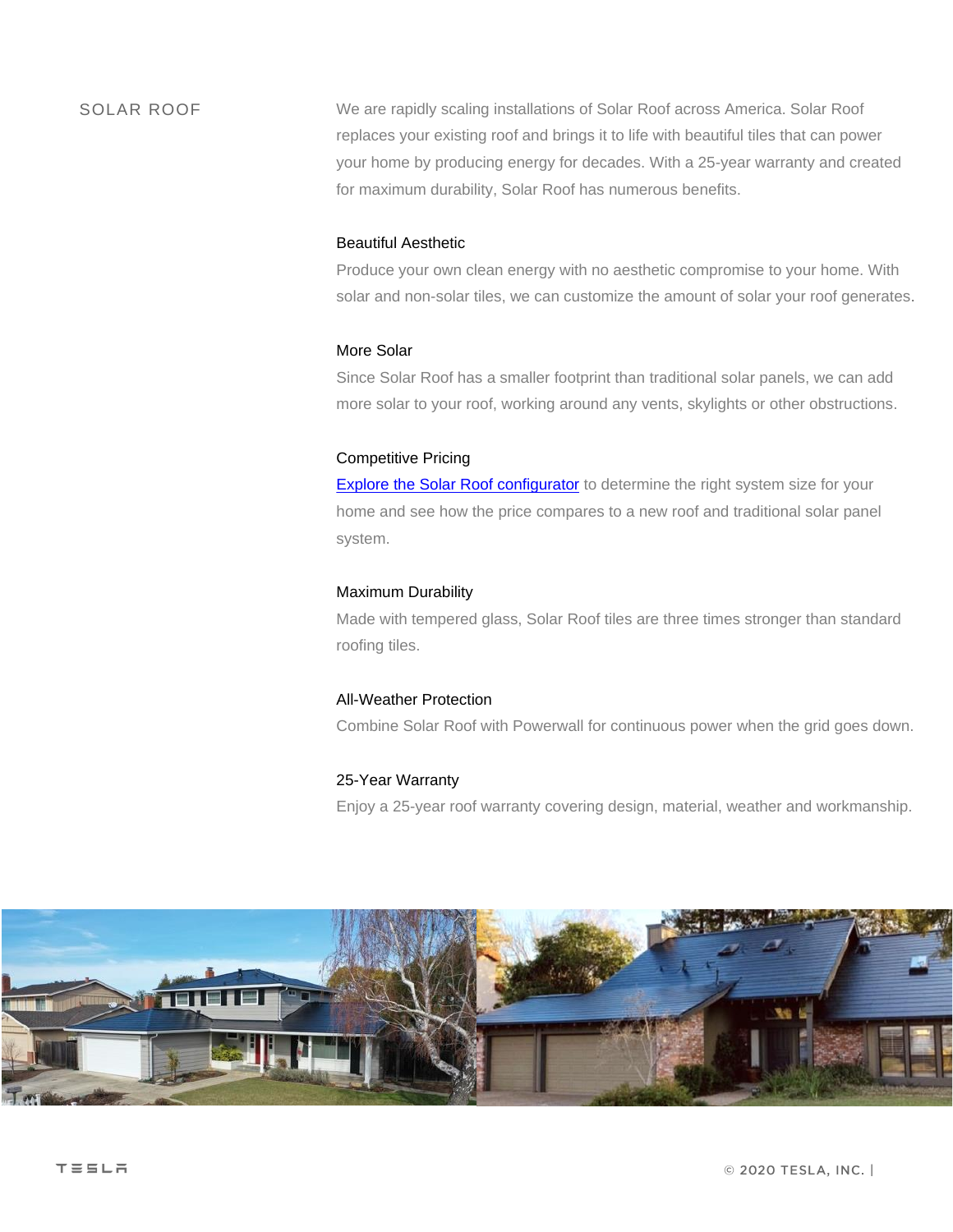## SOLAR ROOF

We are rapidly scaling installations of Solar Roof across America. Solar Roof replaces your existing roof and brings it to life with beautiful tiles that can power your home by producing energy for decades. With a 25-year warranty and created for maximum durability, Solar Roof has numerous benefits.

### Beautiful Aesthetic

Produce your own clean energy with no aesthetic compromise to your home. With solar and non-solar tiles, we can customize the amount of solar your roof generates.

### More Solar

Since Solar Roof has a smaller footprint than traditional solar panels, we can add more solar to your roof, working around any vents, skylights or other obstructions.

### Competitive Pricing

Explore the Solar Roof configurator to determine the right system size for your home and see how the price compares to a new roof and traditional solar panel system.

### Maximum Durability

Made with tempered glass, Solar Roof tiles are three times stronger than standard roofing tiles.

### All-Weather Protection

Combine Solar Roof with Powerwall for continuous power when the grid goes down.

### 25-Year Warranty

Enjoy a 25-year roof warranty covering design, material, weather and workmanship.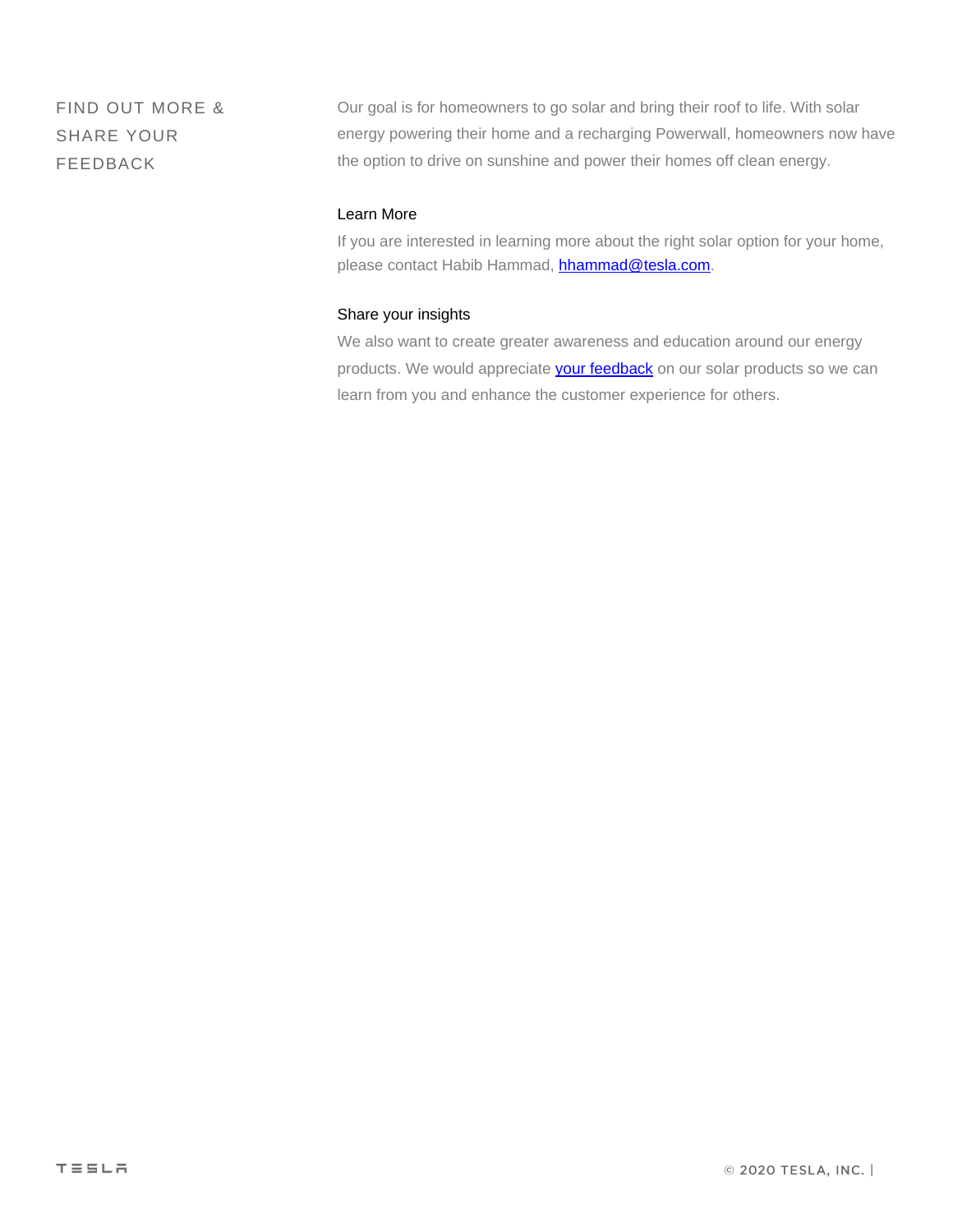## FIND OUT MORE & SHARE YOUR FEEDBACK

Our goal is for homeowners to go solar and bring their roof to life. With solar energy powering their home and a recharging Powerwall, homeowners now have the option to drive on sunshine and power their homes off clean energy.

### Learn More

If you are interested in learning more about the right solar option for your home, please contact Habib Hammad, hhammad@tesla.com.

### Share your insights

We also want to create greater awareness and education around our energy products. We would appreciate your feedback on our solar products so we can learn from you and enhance the customer experience for others.